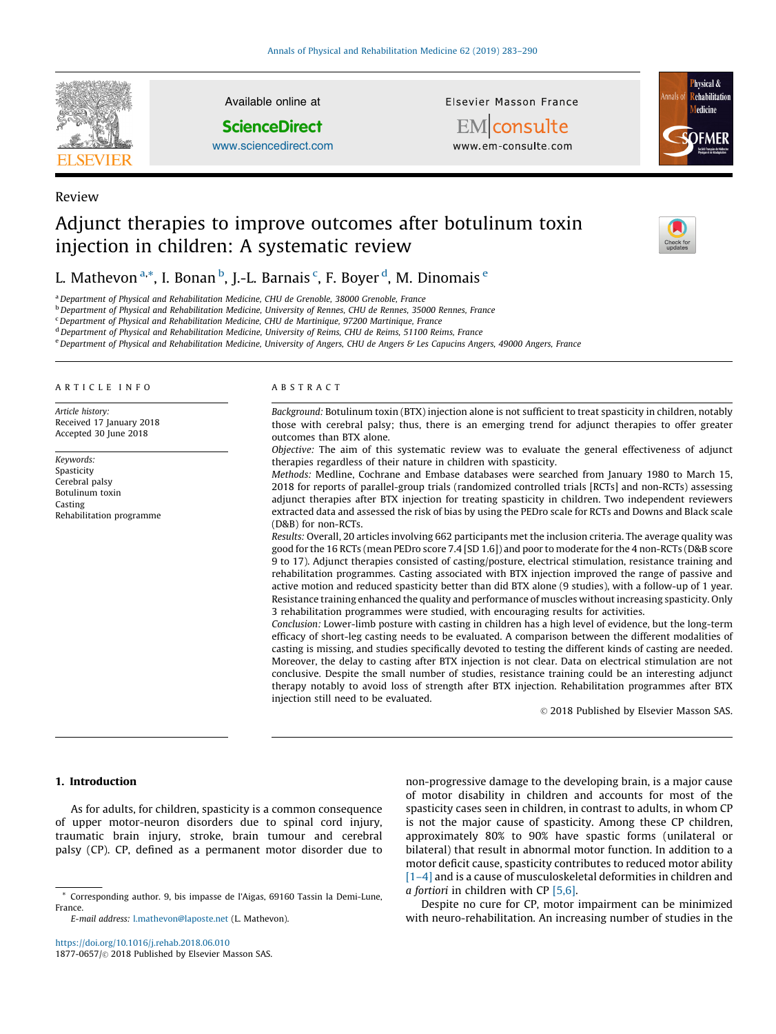Review

# Adjunct therapies to improve outcomes after botulinum toxin injection in children: A systematic review

L. Mathevon [a,*], I. Bonan [b], J.-L. Barnais [c], F. Boyer [d], M. Dinomais [e]

[a] Department of Physical and Rehabilitation Medicine, CHU de Grenoble, 38000 Grenoble, France
[b] Department of Physical and Rehabilitation Medicine, University of Rennes, CHU de Rennes, 35000 Rennes, France
[c] Department of Physical and Rehabilitation Medicine, CHU de Martinique, 97200 Martinique, France
[d] Department of Physical and Rehabilitation Medicine, University of Reims, CHU de Reims, 51100 Reims, France
[e] Department of Physical and Rehabilitation Medicine, University of Angers, CHU de Angers & Les Capucins Angers, 49000 Angers, France

## ARTICLE INFO

*Article history:*
Received 17 January 2018
Accepted 30 June 2018

*Keywords:*
Spasticity
Cerebral palsy
Botulinum toxin
Casting
Rehabilitation programme

## ABSTRACT

*Background:* Botulinum toxin (BTX) injection alone is not sufficient to treat spasticity in children, notably those with cerebral palsy; thus, there is an emerging trend for adjunct therapies to offer greater outcomes than BTX alone.

*Objective:* The aim of this systematic review was to evaluate the general effectiveness of adjunct therapies regardless of their nature in children with spasticity.

*Methods:* Medline, Cochrane and Embase databases were searched from January 1980 to March 15, 2018 for reports of parallel-group trials (randomized controlled trials [RCTs] and non-RCTs) assessing adjunct therapies after BTX injection for treating spasticity in children. Two independent reviewers extracted data and assessed the risk of bias by using the PEDro scale for RCTs and Downs and Black scale (D&B) for non-RCTs.

*Results:* Overall, 20 articles involving 662 participants met the inclusion criteria. The average quality was good for the 16 RCTs (mean PEDro score 7.4 [SD 1.6]) and poor to moderate for the 4 non-RCTs (D&B score 9 to 17). Adjunct therapies consisted of casting/posture, electrical stimulation, resistance training and rehabilitation programmes. Casting associated with BTX injection improved the range of passive and active motion and reduced spasticity better than did BTX alone (9 studies), with a follow-up of 1 year. Resistance training enhanced the quality and performance of muscles without increasing spasticity. Only 3 rehabilitation programmes were studied, with encouraging results for activities.

*Conclusion:* Lower-limb posture with casting in children has a high level of evidence, but the long-term efficacy of short-leg casting needs to be evaluated. A comparison between the different modalities of casting is missing, and studies specifically devoted to testing the different kinds of casting are needed. Moreover, the delay to casting after BTX injection is not clear. Data on electrical stimulation are not conclusive. Despite the small number of studies, resistance training could be an interesting adjunct therapy notably to avoid loss of strength after BTX injection. Rehabilitation programmes after BTX injection still need to be evaluated.

© 2018 Published by Elsevier Masson SAS.

## 1. Introduction

As for adults, for children, spasticity is a common consequence of upper motor-neuron disorders due to spinal cord injury, traumatic brain injury, stroke, brain tumour and cerebral palsy (CP). CP, defined as a permanent motor disorder due to non-progressive damage to the developing brain, is a major cause of motor disability in children and accounts for most of the spasticity cases seen in children, in contrast to adults, in whom CP is not the major cause of spasticity. Among these CP children, approximately 80% to 90% have spastic forms (unilateral or bilateral) that result in abnormal motor function. In addition to a motor deficit cause, spasticity contributes to reduced motor ability [1–4] and is a cause of musculoskeletal deformities in children and *a fortiori* in children with CP [5,6].

Despite no cure for CP, motor impairment can be minimized with neuro-rehabilitation. An increasing number of studies in the

* Corresponding author. 9, bis impasse de l'Aigas, 69160 Tassin la Demi-Lune, France.
*E-mail address:* l.mathevon@laposte.net (L. Mathevon).

https://doi.org/10.1016/j.rehab.2018.06.010
1877-0657/© 2018 Published by Elsevier Masson SAS.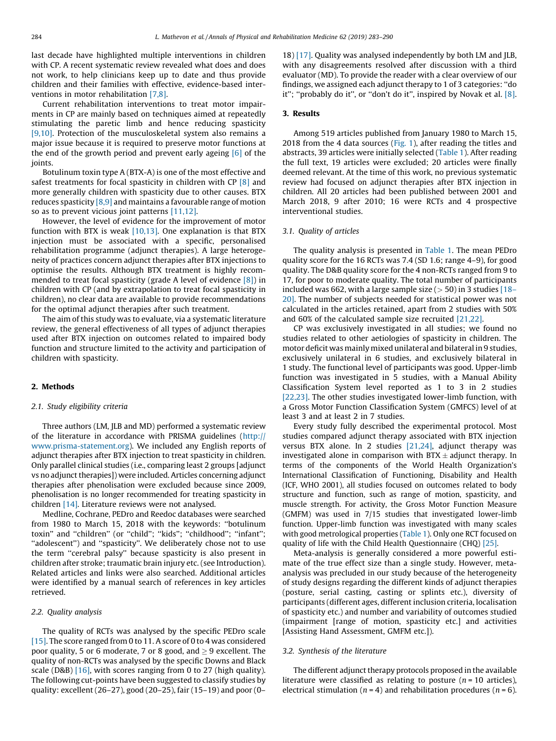last decade have highlighted multiple interventions in children with CP. A recent systematic review revealed what does and does not work, to help clinicians keep up to date and thus provide children and their families with effective, evidence-based interventions in motor rehabilitation [7,8].

Current rehabilitation interventions to treat motor impairments in CP are mainly based on techniques aimed at repeatedly stimulating the paretic limb and hence reducing spasticity [9,10]. Protection of the musculoskeletal system also remains a major issue because it is required to preserve motor functions at the end of the growth period and prevent early ageing [6] of the joints.

Botulinum toxin type A (BTX-A) is one of the most effective and safest treatments for focal spasticity in children with CP [8] and more generally children with spasticity due to other causes. BTX reduces spasticity [8,9] and maintains a favourable range of motion so as to prevent vicious joint patterns [11,12].

However, the level of evidence for the improvement of motor function with BTX is weak [10,13]. One explanation is that BTX injection must be associated with a specific, personalised rehabilitation programme (adjunct therapies). A large heterogeneity of practices concern adjunct therapies after BTX injections to optimise the results. Although BTX treatment is highly recommended to treat focal spasticity (grade A level of evidence [8]) in children with CP (and by extrapolation to treat focal spasticity in children), no clear data are available to provide recommendations for the optimal adjunct therapies after such treatment.

The aim of this study was to evaluate, via a systematic literature review, the general effectiveness of all types of adjunct therapies used after BTX injection on outcomes related to impaired body function and structure limited to the activity and participation of children with spasticity.

## 2. Methods

### 2.1. Study eligibility criteria

Three authors (LM, JLB and MD) performed a systematic review of the literature in accordance with PRISMA guidelines (http://www.prisma-statement.org). We included any English reports of adjunct therapies after BTX injection to treat spasticity in children. Only parallel clinical studies (i.e., comparing least 2 groups [adjunct vs no adjunct therapies]) were included. Articles concerning adjunct therapies after phenolisation were excluded because since 2009, phenolisation is no longer recommended for treating spasticity in children [14]. Literature reviews were not analysed.

Medline, Cochrane, PEDro and Reedoc databases were searched from 1980 to March 15, 2018 with the keywords: ''botulinum toxin'' and ''children'' (or ''child''; ''kids''; ''childhood''; ''infant''; ''adolescent'') and ''spasticity''. We deliberately chose not to use the term ''cerebral palsy'' because spasticity is also present in children after stroke; traumatic brain injury etc. (see Introduction). Related articles and links were also searched. Additional articles were identified by a manual search of references in key articles retrieved.

### 2.2. Quality analysis

The quality of RCTs was analysed by the specific PEDro scale [15]. The score ranged from 0 to 11. A score of 0 to 4 was considered poor quality, 5 or 6 moderate, 7 or 8 good, and $\geq 9$ excellent. The quality of non-RCTs was analysed by the specific Downs and Black scale (D&B) [16], with scores ranging from 0 to 27 (high quality). The following cut-points have been suggested to classify studies by quality: excellent (26–27), good (20–25), fair (15–19) and poor (0–18) [17]. Quality was analysed independently by both LM and JLB, with any disagreements resolved after discussion with a third evaluator (MD). To provide the reader with a clear overview of our findings, we assigned each adjunct therapy to 1 of 3 categories: ''do it''; ''probably do it'', or ''don't do it'', inspired by Novak et al. [8].

## 3. Results

Among 519 articles published from January 1980 to March 15, 2018 from the 4 data sources (Fig. 1), after reading the titles and abstracts, 39 articles were initially selected (Table 1). After reading the full text, 19 articles were excluded; 20 articles were finally deemed relevant. At the time of this work, no previous systematic review had focused on adjunct therapies after BTX injection in children. All 20 articles had been published between 2001 and March 2018, 9 after 2010; 16 were RCTs and 4 prospective interventional studies.

### 3.1. Quality of articles

The quality analysis is presented in Table 1. The mean PEDro quality score for the 16 RCTs was 7.4 (SD 1.6; range 4–9), for good quality. The D&B quality score for the 4 non-RCTs ranged from 9 to 17, for poor to moderate quality. The total number of participants included was 662, with a large sample size ($>50$) in 3 studies [18–20]. The number of subjects needed for statistical power was not calculated in the articles retained, apart from 2 studies with 50% and 60% of the calculated sample size recruited [21,22].

CP was exclusively investigated in all studies; we found no studies related to other aetiologies of spasticity in children. The motor deficit was mainly mixed unilateral and bilateral in 9 studies, exclusively unilateral in 6 studies, and exclusively bilateral in 1 study. The functional level of participants was good. Upper-limb function was investigated in 5 studies, with a Manual Ability Classification System level reported as 1 to 3 in 2 studies [22,23]. The other studies investigated lower-limb function, with a Gross Motor Function Classification System (GMFCS) level of at least 3 and at least 2 in 7 studies.

Every study fully described the experimental protocol. Most studies compared adjunct therapy associated with BTX injection versus BTX alone. In 2 studies [21,24], adjunct therapy was investigated alone in comparison with BTX $\pm$ adjunct therapy. In terms of the components of the World Health Organization's International Classification of Functioning, Disability and Health (ICF, WHO 2001), all studies focused on outcomes related to body structure and function, such as range of motion, spasticity, and muscle strength. For activity, the Gross Motor Function Measure (GMFM) was used in 7/15 studies that investigated lower-limb function. Upper-limb function was investigated with many scales with good metrological properties (Table 1). Only one RCT focused on quality of life with the Child Health Questionnaire (CHQ) [25].

Meta-analysis is generally considered a more powerful estimate of the true effect size than a single study. However, meta-analysis was precluded in our study because of the heterogeneity of study designs regarding the different kinds of adjunct therapies (posture, serial casting, casting or splints etc.), diversity of participants (different ages, different inclusion criteria, localisation of spasticity etc.) and number and variability of outcomes studied (impairment [range of motion, spasticity etc.] and activities [Assisting Hand Assessment, GMFM etc.]).

### 3.2. Synthesis of the literature

The different adjunct therapy protocols proposed in the available literature were classified as relating to posture ($n = 10$ articles), electrical stimulation ($n = 4$) and rehabilitation procedures ($n = 6$).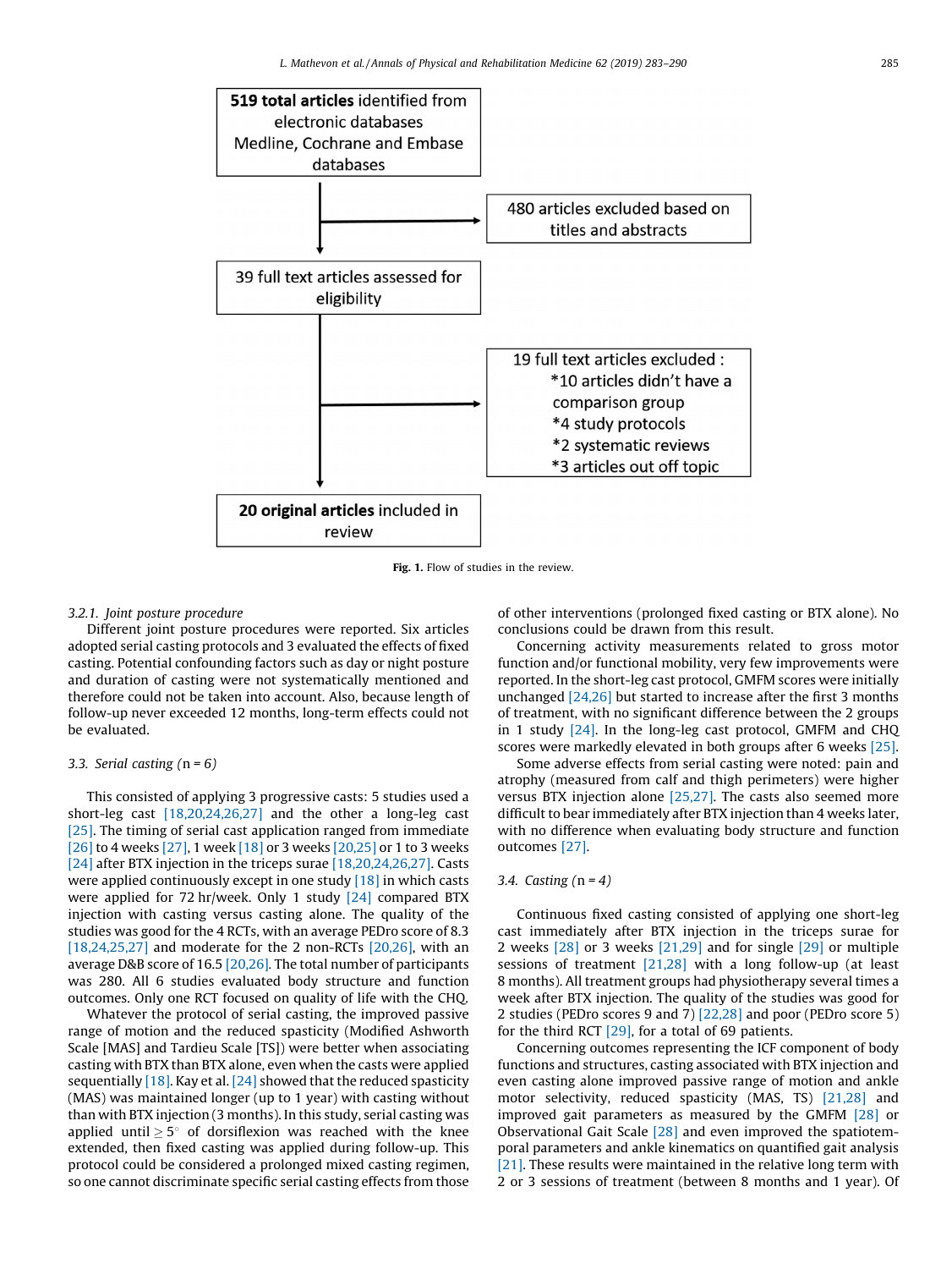519 total articles identified from electronic databases Medline, Cochrane and Embase databases

480 articles excluded based on titles and abstracts

39 full text articles assessed for eligibility

19 full text articles excluded :
*10 articles didn't have a comparison group
*4 study protocols
*2 systematic reviews
*3 articles out off topic

20 original articles included in review

**Fig. 1.** Flow of studies in the review.

*3.2.1. Joint posture procedure*

Different joint posture procedures were reported. Six articles adopted serial casting protocols and 3 evaluated the effects of fixed casting. Potential confounding factors such as day or night posture and duration of casting were not systematically mentioned and therefore could not be taken into account. Also, because length of follow-up never exceeded 12 months, long-term effects could not be evaluated.

### 3.3. *Serial casting* (n = 6)

This consisted of applying 3 progressive casts: 5 studies used a short-leg cast [18,20,24,26,27] and the other a long-leg cast [25]. The timing of serial cast application ranged from immediate [26] to 4 weeks [27], 1 week [18] or 3 weeks [20,25] or 1 to 3 weeks [24] after BTX injection in the triceps surae [18,20,24,26,27]. Casts were applied continuously except in one study [18] in which casts were applied for 72 hr/week. Only 1 study [24] compared BTX injection with casting versus casting alone. The quality of the studies was good for the 4 RCTs, with an average PEDro score of 8.3 [18,24,25,27] and moderate for the 2 non-RCTs [20,26], with an average D&B score of 16.5 [20,26]. The total number of participants was 280. All 6 studies evaluated body structure and function outcomes. Only one RCT focused on quality of life with the CHQ.

Whatever the protocol of serial casting, the improved passive range of motion and the reduced spasticity (Modified Ashworth Scale [MAS] and Tardieu Scale [TS]) were better when associating casting with BTX than BTX alone, even when the casts were applied sequentially [18]. Kay et al. [24] showed that the reduced spasticity (MAS) was maintained longer (up to 1 year) with casting without than with BTX injection (3 months). In this study, serial casting was applied until $\geq 5^{\circ}$ of dorsiflexion was reached with the knee extended, then fixed casting was applied during follow-up. This protocol could be considered a prolonged mixed casting regimen, so one cannot discriminate specific serial casting effects from those of other interventions (prolonged fixed casting or BTX alone). No conclusions could be drawn from this result.

Concerning activity measurements related to gross motor function and/or functional mobility, very few improvements were reported. In the short-leg cast protocol, GMFM scores were initially unchanged [24,26] but started to increase after the first 3 months of treatment, with no significant difference between the 2 groups in 1 study [24]. In the long-leg cast protocol, GMFM and CHQ scores were markedly elevated in both groups after 6 weeks [25].

Some adverse effects from serial casting were noted: pain and atrophy (measured from calf and thigh perimeters) were higher versus BTX injection alone [25,27]. The casts also seemed more difficult to bear immediately after BTX injection than 4 weeks later, with no difference when evaluating body structure and function outcomes [27].

### 3.4. *Casting* (n = 4)

Continuous fixed casting consisted of applying one short-leg cast immediately after BTX injection in the triceps surae for 2 weeks [28] or 3 weeks [21,29] and for single [29] or multiple sessions of treatment [21,28] with a long follow-up (at least 8 months). All treatment groups had physiotherapy several times a week after BTX injection. The quality of the studies was good for 2 studies (PEDro scores 9 and 7) [22,28] and poor (PEDro score 5) for the third RCT [29], for a total of 69 patients.

Concerning outcomes representing the ICF component of body functions and structures, casting associated with BTX injection and even casting alone improved passive range of motion and ankle motor selectivity, reduced spasticity (MAS, TS) [21,28] and improved gait parameters as measured by the GMFM [28] or Observational Gait Scale [28] and even improved the spatiotemporal parameters and ankle kinematics on quantified gait analysis [21]. These results were maintained in the relative long term with 2 or 3 sessions of treatment (between 8 months and 1 year). Of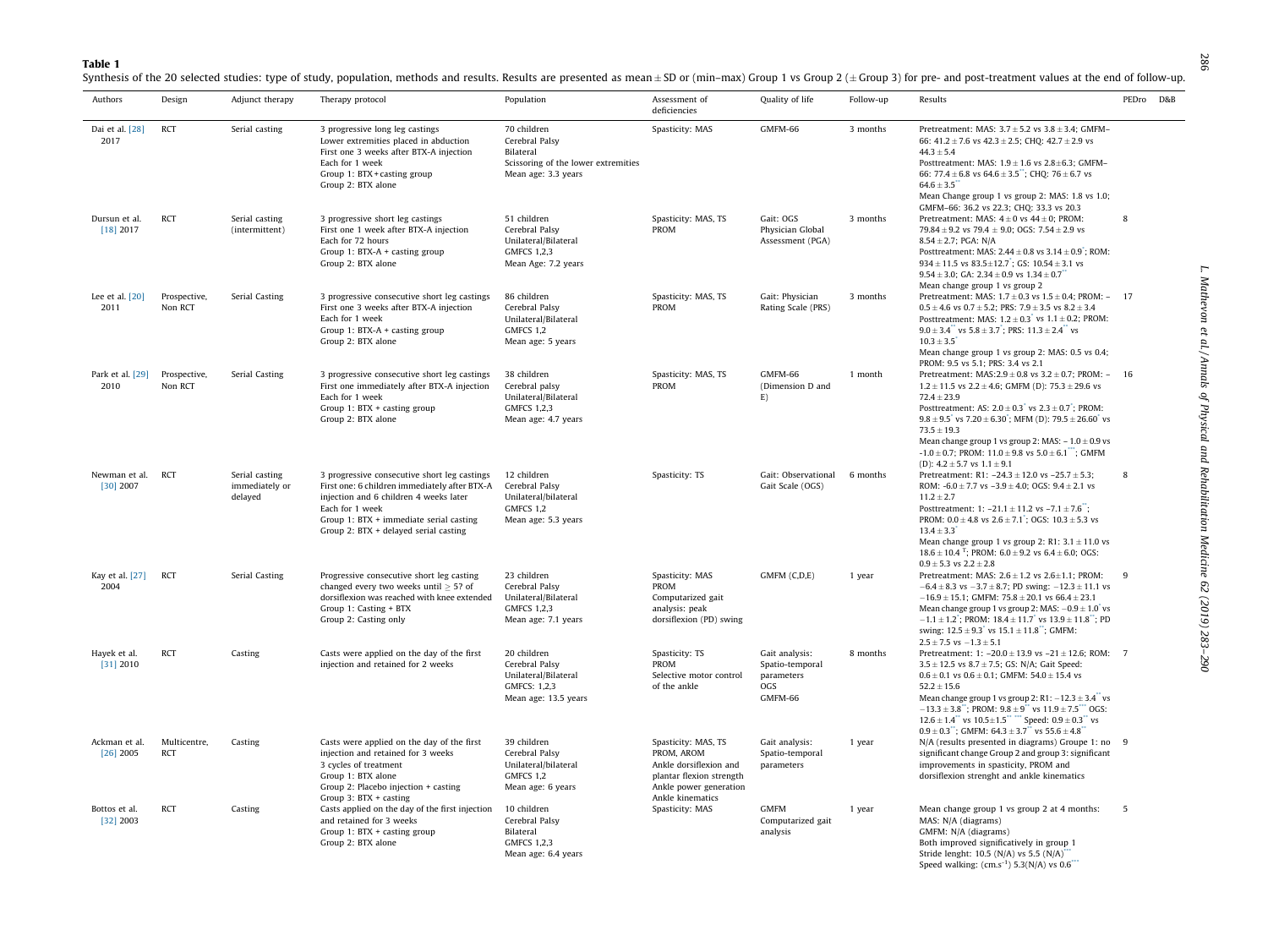**Table 1**

Synthesis of the 20 selected studies: type of study, population, methods and results. Results are presented as mean ± SD or (min–max) Group 1 vs Group 2 (± Group 3) for pre- and post-treatment values at the end of follow-up.

| Authors | Design | Adjunct therapy | Therapy protocol | Population | Assessment of deficiencies | Quality of life | Follow-up | Results | PEDro | D&B |
|---|---|---|---|---|---|---|---|---|---|---|
| Dai et al. [28] 2017 | RCT | Serial casting | 3 progressive long leg castings<br>Lower extremities placed in abduction<br>First one 3 weeks after BTX-A injection<br>Each for 1 week<br>Group 1: BTX + casting group<br>Group 2: BTX alone | 70 children<br>Cerebral Palsy<br>Bilateral<br>Scissoring of the lower extremities<br>Mean age: 3.3 years | Spasticity: MAS | GMFM-66 | 3 months | Pretreatment: MAS: 3.7 ± 5.2 vs 3.8 ± 3.4; GMFM–66: 41.2 ± 7.6 vs 42.3 ± 2.5; CHQ: 42.7 ± 2.9 vs 44.3 ± 5.4<br>Posttreatment: MAS: 1.9 ± 1.6 vs 2.8±6.3; GMFM–66: 77.4 ± 6.8 vs 64.6 ± 3.5**; CHQ: 76 ± 6.7 vs 64.6 ± 3.5**<br>Mean Change group 1 vs group 2: MAS: 1.8 vs 1.0; GMFM–66: 36.2 vs 22.3; CHQ: 33.3 vs 20.3 | | |
| Dursun et al. [18] 2017 | RCT | Serial casting (intermittent) | 3 progressive short leg castings<br>First one 1 week after BTX-A injection<br>Each for 72 hours<br>Group 1: BTX-A + casting group<br>Group 2: BTX alone | 51 children<br>Cerebral Palsy<br>Unilateral/Bilateral<br>GMFCS 1,2,3<br>Mean Age: 7.2 years | Spasticity: MAS, TS<br>PROM | Gait: OGS<br>Physician Global Assessment (PGA) | 3 months | Pretreatment: MAS: 4 ± 0 vs 44 ± 0; PROM: 79.84 ± 9.2 vs 79.4 ± 9.0; OGS: 7.54 ± 2.9 vs 8.54 ± 2.7; PGA: N/A<br>Posttreatment: MAS: 2.44 ± 0.8 vs 3.14 ± 0.9*; ROM: 934 ± 11.5 vs 83.5±12.7*; GS: 10.54 ± 3.1 vs 9.54 ± 3.0; GA: 2.34 ± 0.9 vs 1.34 ± 0.7**<br>Mean change group 1 vs group 2 | 8 | |
| Lee et al. [20] 2011 | Prospective, Non RCT | Serial Casting | 3 progressive consecutive short leg castings<br>First one 3 weeks after BTX-A injection<br>Each for 1 week<br>Group 1: BTX-A + casting group<br>Group 2: BTX alone | 86 children<br>Cerebral Palsy<br>Unilateral/Bilateral<br>GMFCS 1,2<br>Mean age: 5 years | Spasticity: MAS, TS<br>PROM | Gait: Physician Rating Scale (PRS) | 3 months | Pretreatment: MAS: 1.7 ± 0.3 vs 1.5 ± 0.4; PROM: –0.5 ± 4.6 vs 0.7 ± 5.2; PRS: 7.9 ± 3.5 vs 8.2 ± 3.4<br>Posttreatment: MAS: 1.2 ± 0.3* vs 1.1 ± 0.2; PROM: 9.0 ± 3.4** vs 5.8 ± 3.7*; PRS: 11.3 ± 2.4** vs 10.3 ± 3.5*<br>Mean change group 1 vs group 2: MAS: 0.5 vs 0.4; PROM: 9.5 vs 5.1; PRS: 3.4 vs 2.1 | | 17 |
| Park et al. [29] 2010 | Prospective, Non RCT | Serial Casting | 3 progressive consecutive short leg castings<br>First one immediately after BTX-A injection<br>Each for 1 week<br>Group 1: BTX + casting group<br>Group 2: BTX alone | 38 children<br>Cerebral palsy<br>Unilateral/Bilateral<br>GMFCS 1,2,3<br>Mean age: 4.7 years | Spasticity: MAS, TS<br>PROM | GMFM-66 (Dimension D and E) | 1 month | Pretreatment: MAS:2.9 ± 0.8 vs 3.2 ± 0.7; PROM: –1.2 ± 11.5 vs 2.2 ± 4.6; GMFM (D): 75.3 ± 29.6 vs 72.4 ± 23.9<br>Posttreatment: AS: 2.0 ± 0.3* vs 2.3 ± 0.7*; PROM: 9.8 ± 9.5* vs 7.20 ± 6.30*; MFM (D): 79.5 ± 26.60* vs 73.5 ± 19.3<br>Mean change group 1 vs group 2: MAS: – 1.0 ± 0.9 vs -1.0 ± 0.7; PROM: 11.0 ± 9.8 vs 5.0 ± 6.1***; GMFM (D): 4.2 ± 5.7 vs 1.1 ± 9.1 | | 16 |
| Newman et al. [30] 2007 | RCT | Serial casting immediately or delayed | 3 progressive consecutive short leg castings<br>First one: 6 children immediately after BTX-A injection and 6 children 4 weeks later<br>Each for 1 week<br>Group 1: BTX + immediate serial casting<br>Group 2: BTX + delayed serial casting | 12 children<br>Cerebral Palsy<br>Unilateral/bilateral<br>GMFCS 1,2<br>Mean age: 5.3 years | Spasticity: TS | Gait: Observational Gait Scale (OGS) | 6 months | Pretreatment: R1: –24.3 ± 12.0 vs –25.7 ± 5.3; ROM: -6.0 ± 7.7 vs –3.9 ± 4.0; OGS: 9.4 ± 2.1 vs 11.2 ± 2.7<br>Posttreatment: 1: –21.1 ± 11.2 vs –7.1 ± 7.6**; PROM: 0.0 ± 4.8 vs 2.6 ± 7.1*; OGS: 10.3 ± 5.3 vs 13.4 ± 3.3*<br>Mean change group 1 vs group 2: R1: 3.1 ± 11.0 vs 18.6 ± 10.4 †; PROM: 6.0 ± 9.2 vs 6.4 ± 6.0; OGS: 0.9 ± 5.3 vs 2.2 ± 2.8 | 8 | |
| Kay et al. [27] 2004 | RCT | Serial Casting | Progressive consecutive short leg casting changed every two weeks until ≥ 5? of dorsiflexion was reached with knee extended<br>Group 1: Casting + BTX<br>Group 2: Casting only | 23 children<br>Cerebral Palsy<br>Unilateral/Bilateral<br>GMFCS 1,2,3<br>Mean age: 7.1 years | Spasticity: MAS<br>PROM<br>Computarized gait analysis: peak dorsiflexion (PD) swing | GMFM (C,D,E) | 1 year | Pretreatment: MAS: 2.6 ± 1.2 vs 2.6±1.1; PROM: −6.4 ± 8.3 vs −3.7 ± 8.7; PD swing: −12.3 ± 11.1 vs −16.9 ± 15.1; GMFM: 75.8 ± 20.1 vs 66.4 ± 23.1<br>Mean change group 1 vs group 2: MAS: −0.9 ± 1.0* vs −1.1 ± 1.2*; PROM: 18.4 ± 11.7* vs 13.9 ± 11.8**; PD swing: 12.5 ± 9.3* vs 15.1 ± 11.8**; GMFM: 2.5 ± 7.5 vs −1.3 ± 5.1 | 9 | |
| Hayek et al. [31] 2010 | RCT | Casting | Casts were applied on the day of the first injection and retained for 2 weeks | 20 children<br>Cerebral Palsy<br>Unilateral/Bilateral<br>GMFCS: 1,2,3<br>Mean age: 13.5 years | Spasticity: TS<br>PROM<br>Selective motor control of the ankle | Gait analysis: Spatio-temporal parameters<br>OGS<br>GMFM-66 | 8 months | Pretreatment: 1: –20.0 ± 13.9 vs –21 ± 12.6; ROM: 3.5 ± 12.5 vs 8.7 ± 7.5; GS: N/A; Gait Speed: 0.6 ± 0.1 vs 0.6 ± 0.1; GMFM: 54.0 ± 15.4 vs 52.2 ± 15.6<br>Mean change group 1 vs group 2: R1: −12.3 ± 3.4** vs −13.3 ± 3.8**; PROM: 9.8 ± 9** vs 11.9 ± 7.5*** OGS: 12.6 ± 1.4** vs 10.5±1.5** *** Speed: 0.9 ± 0.3** vs 0.9 ± 0.3**; GMFM: 64.3 ± 3.7** vs 55.6 ± 4.8** | 7 | |
| Ackman et al. [26] 2005 | Multicentre, RCT | Casting | Casts were applied on the day of the first injection and retained for 3 weeks<br>3 cycles of treatment<br>Group 1: BTX alone<br>Group 2: Placebo injection + casting<br>Group 3: BTX + casting | 39 children<br>Cerebral Palsy<br>Unilateral/bilateral<br>GMFCS 1,2<br>Mean age: 6 years | Spasticity: MAS, TS<br>PROM, AROM<br>Ankle dorsiflexion and plantar flexion strength<br>Ankle power generation<br>Ankle kinematics | Gait analysis: Spatio-temporal parameters | 1 year | N/A (results presented in diagrams) Groupe 1: no significant change Group 2 and group 3: significant improvements in spasticity, PROM and dorsiflexion strenght and ankle kinematics | 9 | |
| Bottos et al. [32] 2003 | RCT | Casting | Casts applied on the day of the first injection and retained for 3 weeks<br>Group 1: BTX + casting group<br>Group 2: BTX alone | 10 children<br>Cerebral Palsy<br>Bilateral<br>GMFCS 1,2,3<br>Mean age: 6.4 years | Spasticity: MAS | GMFM<br>Computarized gait analysis | 1 year | Mean change group 1 vs group 2 at 4 months:<br>MAS: N/A (diagrams)<br>GMFM: N/A (diagrams)<br>Both improved significatively in group 1<br>Stride lenght: 10.5 (N/A) vs 5.5 (N/A)***<br>Speed walking: (cm.s$^{-1}$) 5.3(N/A) vs 0.6*** | 5 | |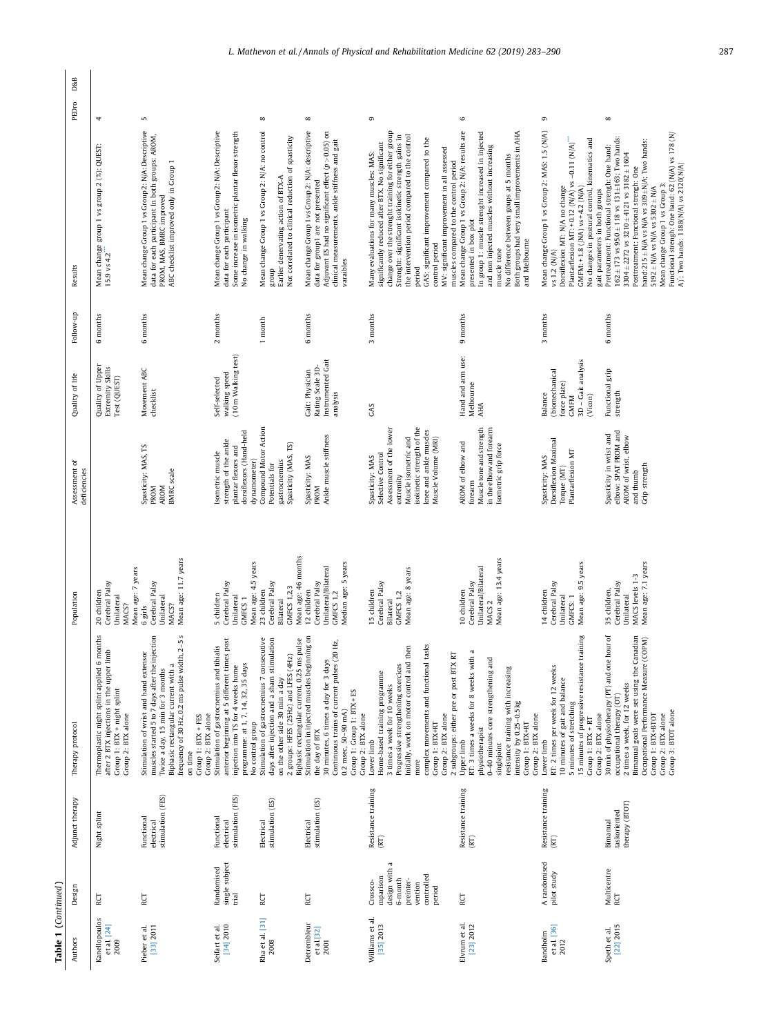**Table 1** (*Continued*)

| Authors | Design | Adjunct therapy | Therapy protocol | Population | Assessment of deficiencies | Quality of life | Follow-up | Results | PEDro | D&B |
|---|---|---|---|---|---|---|---|---|---|---|
| Kanellopoulos et al. [24] 2009 | RCT | Night splint | Thermoplastic night splint applied 6 months after 2 BTX injections in the upper limb<br>Group 1: BTX + night splint<br>Group 2: BTX alone | 20 children<br>Cerebral Palsy<br>Unilateral<br>MACS?<br>Mean age: 7 years | | Quality of Upper Extremity Skills Test (QUEST) | 6 months | Mean change group 1 vs group 2 (%): QUEST: 15.9 vs 4.2** | 4 | |
| Pieber et al. [33] 2011 | RCT | Functional electrical stimulation (FES) | Stimulation of wrist and hand extensor muscles started 5 to 7 days after the injection<br>Twice a day, 15 min for 3 months<br>Biphasic rectangular current with a frequency of 30 Hz, 0.2 ms pulse width, 2–5 s on time<br>Group 1: BTX + FES<br>Group 2: BTX alone | 6 girls<br>Cerebral Palsy<br>Unilateral<br>MACS?<br>Mean age: 11.7 years | Spasticity: MAS, TS<br>PROM<br>AROM<br>BMRC scale | Movement ABC checklist | 6 months | Mean change Group 1 vs Group 2: N/A: Descriptive data for each participant In both groups: AROM, PROM, MAS, BMRC improved<br>ABC checklist improved only in Group 1 | 5 | |
| Seifart et al. [34] 2010 | Randomised single subject trial | Functional electrical stimulation (FES) | Stimulation of gastrocnemius and tibialis anterior beginning at 5 different times post injection into TS for 4 weeks home programme: at 1, 7, 14, 32, 35 days<br>No control group | 5 children<br>Cerebral Palsy<br>Unilateral<br>GMFCS 1<br>Mean age: 4.5 years | Isometric muscle strength of the ankle plantar flexors and dorsiflexors (Hand-held dynamometer) | Self-selected walking speed (10 m Walking test) | 2 months | Mean change Group 1 vs Group 2: N/A: Descriptive data for each participant<br>Some increase in isometric plantar flexor strength<br>No change in walking | | |
| Rha et al. [31] 2008 | RCT | Electrical stimulation (ES) | Stimulation of gastrocnemius 7 consecutive days after injection and a sham stimulation on the other side. 30 min a day<br>2 groups: HFES (25Hz) and LFES (4Hz)<br>Biphasic rectangular current, 0.25 ms pulse | 23 children<br>Cerebral Palsy<br>Bilateral<br>GMFCS 1,2,3<br>Mean age: 46 months | Compound Motor Action Potentials for gastrocnemius<br>Spasticity (MAS, TS) | | 1 month | Mean change Group 1 vs Group 2: N/A: no control group<br>Earlier denervating action of BTX-A<br>Not correlated to clinical reduction of spasticity | 8 | |
| Detrembleur et al. [32] 2001 | RCT | Electrical stimulation (ES) | Stimulation in injected muscles beginning on the day of BTX<br>30 minutes, 6 times a day for 3 days<br>Continuous trains of current pulses (20 Hz, 0.2 msec, 50–90 mA)<br>Group 1: Group 1: BTX + ES<br>Group 2: BTX alone | 12 children<br>Cerebral Palsy<br>Unilateral/Bilateral<br>GMFCS 1,2<br>Median age: 5 years | Spasticity: MAS<br>PROM<br>Ankle muscle stiffness | Gait: Physician Rating Scale 3D-Instrumented Gait analysis | 6 months | Mean change Group 1 vs Group 2: N/A: descriptive data for group1 are not presented<br>Adjuvant ES had no significant effect ($p > 0.05$) on clinical measurements, ankle stiffness and gait variables | 8 | |
| Williams et al. [35] 2013 | Crossco-mparison design with a 6-month preinter-vention controlled period | Resistance training (RT) | Lower limb<br>Home-based training programme<br>3 times a week for 10 weeks<br>Progressive strengthening exercises<br>Initially, work on motor control and then more complex movements and functional tasks<br>Group 1: BTX+RT<br>Group 2: BTX alone | 15 children<br>Cerebral Palsy<br>Bilateral<br>GMFCS 1,2<br>Mean age: 8 years | Spasticity: MAS<br>Selective Control Assessment of the lower extremity<br>Muscle isometric and isokinetic strength of the knee and ankle muscles<br>Muscle Volume (MRI) | GAS | 3 months | Many evaluations for many muscles: MAS: significantly reduced after BTX. No significant change over the strenght training for either group<br>Strenght: significant isokinetic strength gains in the intervention period compared to the control period<br>GAS: significant improvement compared to the control period<br>MV: significant improvement in all assessed muscles compared to the control period | 9 | |
| Elvrum et al. [23] 2012 | RCT | Resistance training (RT) | Upper limb<br>2 subgroups: either pre or post BTX RT<br>RT: 3 times a weeks for 8 weeks with a physiotherapist<br>0–40 minutes core strengthening and singlejoint resistance training with increasing intensity by 0.25–0.5 kg<br>Group 1: BTX+RT<br>Group 2: BTX alone | 10 children<br>Cerebral Palsy<br>Unilateral/Bilateral<br>MACS 2<br>Mean age: 13.4 years | AROM of elbow and forearm<br>Muscle tone and strength in the elbow and forearm<br>Isometric grip force | Hand and arm use: Melbourne AHA | 9 months | Mean change Group 1 vs Group 2: N/A: results are presented in box plot<br>In group 1: muscle strenght increased in injected and non injected muscles without increasing muscle tone<br>No difference between goups at 5 months<br>Both groups had very small improvements in AHA and Melbourne | 6 | |
| Bandholm et al. [36] 2012 | A randomised pilot study | Resistance training (RT) | Lower limb<br>RT: 2 times per week for 12 weeks<br>10 minutes of gait and balance<br>5 minutes of stretching<br>15 minutes of progressive resistance training<br>Group 1: BTX + RT<br>Group 2: BTX alone | 14 children<br>Cerebral Palsy<br>Unilateral<br>GMFCS: 1<br>Mean age: 9.5 years | Spasticity: MAS<br>Dorsiflexion Maximal Torque (MT)<br>Plantarflexion MT | Balance (biomechanical force plate)<br>GMFM<br>3D – Gait analysis (Vicon) | 3 months | Mean change Group 1 vs Group 2: MAS: 1.5 (N/A) vs 1.2 (N/A)<br>Dorsiflexion MT: N/A no change<br>Plantarflexion MT: +0.12 (N/A) vs −0.11 (N/A)***<br>GMFM: +1.8 (N/A) vs +4.2 (N/A)<br>No changes in postural control, kinematics and gait parameters in both groups | 9 | |
| Speth et al. [22] 2015 | Multicentre RCT | Bimanual taskoriented therapy (BTOT) | 30 min of physiotherapy (PT) and one hour of occupational therapy (OT)<br>2 times a week, for 12 weeks<br>Bimanual goals were set using the Canadian Occupational Performance Measure (COPM)<br>Group 1: BTX+BTOT<br>Group 2: BTX alone<br>Group 3: BTOT alone | 35 children,<br>Cerebral Palsy<br>Unilateral<br>MACS levels 1–3<br>Mean age: 7.1 years | Spasticity in wrist and elbow: SPAT PROM and AROM of wrist, elbow and thumb<br>Grip strength | Functional grip strength | 6 months | Pretreatment: Functional strength: One hand: 162 ± 173 vs 95.0 ± 118 vs 131±163; Two hands: 3304 ± 2272 vs 3210 ± 4121 vs 3182 ± 1604<br>Posttreatment: Functional strength: One hand:215 ± N/A vs N/A vs 309±N/A; Two hands: 5192 ± N/A vs N/A vs 5302 ± N/A<br>Mean change Group 1 vs Group 3:<br>Functional strength: One hand: 62 (N/A) vs 178 (N/A)*; Two hands: 1188(N/A) vs 2120(N/A) | 8 | |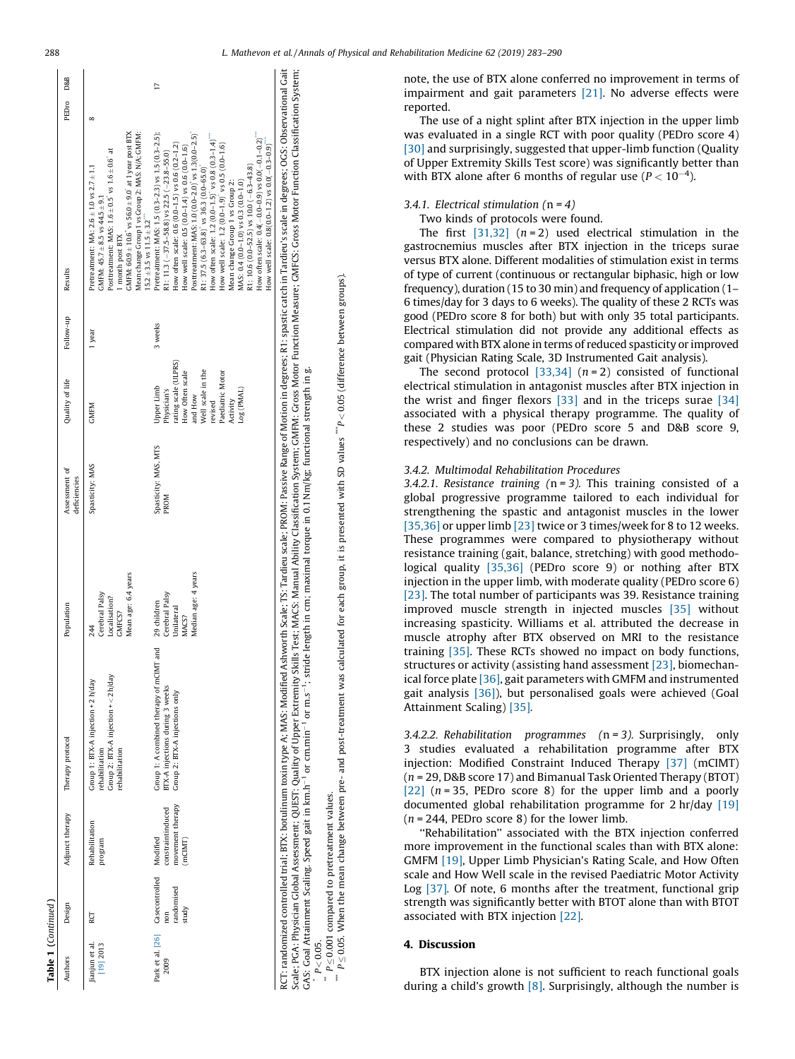Table 1 (Continued)

| Authors | Design | Adjunct therapy | Therapy protocol | Population | Assessment of deficiencies | Quality of life | Follow-up | Results | PEDro | D&B |
|---|---|---|---|---|---|---|---|---|---|---|
| Jianjun et al. [19] 2013 | RCT | Rehabilitation program | Group 1: BTX-A injection + 2 h/day rehabilitation<br>Group 2: BTX-A injection + < 2 h/day rehabilitation | 244<br>Cerebral Palsy<br>Localisation?<br>GMFCS?<br>Mean age: 6.4 years | Spasticity: MAS | GMFM | 1 year | Pretreatment: MA: 2.6 ± 1.0 vs 2.7 ± 1.1<br>GMFM: 45.7 ± 8.5 vs 44.5 ± 9.1<br>Posttreatment: MAS: 1.6 ± 0.5 vs 1.6 ± 0.6* at 1 month post BTX<br>GMFM: 60.9 ± 10.6* vs 56.0 ± 9.0* at 1 year post BTX<br>Mean change Group 1 vs Group 2: MAS: N/A; GMFM: 15.2 ± 3.5 vs 11.5 ± 3.2*** | 8 | |
| Park et al. [26] 2009 | Casecontrolled non randomised study | Modified constraintinduced movement therapy (mCIMT) | Group 1: A combined therapy of mCIMT and BTX-A injections during 3 weeks<br>Group 2: BTX-A injections only | 29 children<br>Cerebral Palsy<br>Unilateral<br>MACS?<br>Median age: 4 years | Spasticity: MAS, MTS<br>PROM | Upper Limb Physician's rating scale (ULPRS)<br>How Often scale and How Well scale in the revised Paediatric Motor Activity Log (PMAL) | 3 weeks | Pretreatment: MAS: 1.5 (0.3–2.3) vs 1.5 (0.3–2.5);<br>R1: 11.3 (−37.5–58.8) vs 22.5 (−23.8–55.0)<br>How often scale: 0.6 (0.0–1.5) vs 0.6 (0.2–1.2)<br>How well scale: 0.5 (0.0–1.4) vs 0.6 (0.0–1.6)<br>Posttreatment: MAS: 1.0 (0.0–2.0)* vs 1.3 (0.0–2.5)*<br>R1: 37.5 (6.3–63.8)* vs 36.3 (0.0–65.0)*<br>How often scale: 1.2 (0.0–1.5)* vs 0.8 (0.3–1.4)***<br>How well scale: 1.2 (0.0–1.9)* vs 0.5 (0.0–1.6)<br>Mean change Group 1 vs Group 2:<br>MAS: 0.4 (0.0–1.0) vs 0.3 (0.0–1.0)<br>R1: 10.6 (0.0–52.5) vs 10.0 (−6.3–43.8)<br>How often scale: 0.4(−0.0–0.9) vs 0.0(−0.1–0.2)***<br>How well scale: 0.8(0.0–1.2) vs 0.0(−0.3–0.9)* | | 17 |

RCT: randomized controlled trial; BTX: botulinum toxin type A; MAS: Modified Ashworth Scale; TS: Tardieu scale; PROM: Passive Range of Motion in degrees; R1: spastic catch in Tardieu's scale in degrees; OGS: Observational Gait Scale; PGA: Physician Global Assessment; QUEST: Quality of Upper Extremity Skills Test; MACS: Manual Ability Classification System; GMFM: Gross Motor Function Measure; GMFCS: Gross Motor Function Classification System; GAS: Goal Attainment Scaling. Speed gait in km.h$^{-1}$ or cm.min$^{-1}$ or m.s$^{-1}$; stride length in cm; maximal torque in 0.1 Nm/kg, functional strength in g.

\* $P \leq 0.05$.

\*\* $P \leq 0.001$ compared to pretreatment values.

\*\*\* $P \leq 0.05$. When the mean change between pre- and post-treatment was calculated for each group, it is presented with SD values $^{***}P < 0.05$ (difference between groups).

note, the use of BTX alone conferred no improvement in terms of impairment and gait parameters [21]. No adverse effects were reported.

The use of a night splint after BTX injection in the upper limb was evaluated in a single RCT with poor quality (PEDro score 4) [30] and surprisingly, suggested that upper-limb function (Quality of Upper Extremity Skills Test score) was significantly better than with BTX alone after 6 months of regular use ($P < 10^{-4}$).

### 3.4.1. Electrical stimulation (n = 4)

Two kinds of protocols were found.

The first [31,32] (n = 2) used electrical stimulation in the gastrocnemius muscles after BTX injection in the triceps surae versus BTX alone. Different modalities of stimulation exist in terms of type of current (continuous or rectangular biphasic, high or low frequency), duration (15 to 30 min) and frequency of application (1–6 times/day for 3 days to 6 weeks). The quality of these 2 RCTs was good (PEDro score 8 for both) but with only 35 total participants. Electrical stimulation did not provide any additional effects as compared with BTX alone in terms of reduced spasticity or improved gait (Physician Rating Scale, 3D Instrumented Gait analysis).

The second protocol [33,34] (n = 2) consisted of functional electrical stimulation in antagonist muscles after BTX injection in the wrist and finger flexors [33] and in the triceps surae [34] associated with a physical therapy programme. The quality of these 2 studies was poor (PEDro score 5 and D&B score 9, respectively) and no conclusions can be drawn.

### 3.4.2. Multimodal Rehabilitation Procedures

*3.4.2.1. Resistance training* (n = 3). This training consisted of a global progressive programme tailored to each individual for strengthening the spastic and antagonist muscles in the lower [35,36] or upper limb [23] twice or 3 times/week for 8 to 12 weeks. These programmes were compared to physiotherapy without resistance training (gait, balance, stretching) with good methodological quality [35,36] (PEDro score 9) or nothing after BTX injection in the upper limb, with moderate quality (PEDro score 6) [23]. The total number of participants was 39. Resistance training improved muscle strength in injected muscles [35] without increasing spasticity. Williams et al. attributed the decrease in muscle atrophy after BTX observed on MRI to the resistance training [35]. These RCTs showed no impact on body functions, structures or activity (assisting hand assessment [23], biomechanical force plate [36], gait parameters with GMFM and instrumented gait analysis [36]), but personalised goals were achieved (Goal Attainment Scaling) [35].

*3.4.2.2. Rehabilitation programmes* (n = 3). Surprisingly, only 3 studies evaluated a rehabilitation programme after BTX injection: Modified Constraint Induced Therapy [37] (mCIMT) (n = 29, D&B score 17) and Bimanual Task Oriented Therapy (BTOT) [22] (n = 35, PEDro score 8) for the upper limb and a poorly documented global rehabilitation programme for 2 hr/day [19] (n = 244, PEDro score 8) for the lower limb.

"Rehabilitation" associated with the BTX injection conferred more improvement in the functional scales than with BTX alone: GMFM [19], Upper Limb Physician's Rating Scale, and How Often scale and How Well scale in the revised Paediatric Motor Activity Log [37]. Of note, 6 months after the treatment, functional grip strength was significantly better with BTOT alone than with BTOT associated with BTX injection [22].

## 4. Discussion

BTX injection alone is not sufficient to reach functional goals during a child's growth [8]. Surprisingly, although the number is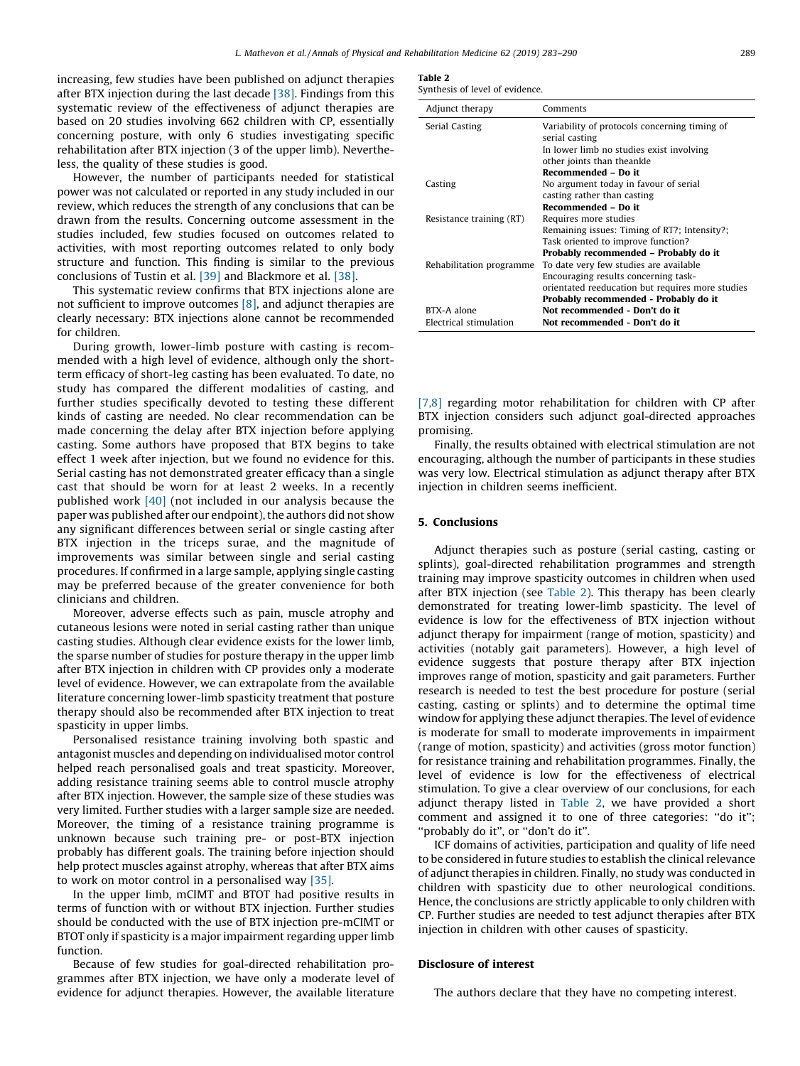increasing, few studies have been published on adjunct therapies after BTX injection during the last decade [38]. Findings from this systematic review of the effectiveness of adjunct therapies are based on 20 studies involving 662 children with CP, essentially concerning posture, with only 6 studies investigating specific rehabilitation after BTX injection (3 of the upper limb). Nevertheless, the quality of these studies is good.

However, the number of participants needed for statistical power was not calculated or reported in any study included in our review, which reduces the strength of any conclusions that can be drawn from the results. Concerning outcome assessment in the studies included, few studies focused on outcomes related to activities, with most reporting outcomes related to only body structure and function. This finding is similar to the previous conclusions of Tustin et al. [39] and Blackmore et al. [38].

This systematic review confirms that BTX injections alone are not sufficient to improve outcomes [8], and adjunct therapies are clearly necessary: BTX injections alone cannot be recommended for children.

During growth, lower-limb posture with casting is recommended with a high level of evidence, although only the short-term efficacy of short-leg casting has been evaluated. To date, no study has compared the different modalities of casting, and further studies specifically devoted to testing these different kinds of casting are needed. No clear recommendation can be made concerning the delay after BTX injection before applying casting. Some authors have proposed that BTX begins to take effect 1 week after injection, but we found no evidence for this. Serial casting has not demonstrated greater efficacy than a single cast that should be worn for at least 2 weeks. In a recently published work [40] (not included in our analysis because the paper was published after our endpoint), the authors did not show any significant differences between serial or single casting after BTX injection in the triceps surae, and the magnitude of improvements was similar between single and serial casting procedures. If confirmed in a large sample, applying single casting may be preferred because of the greater convenience for both clinicians and children.

Moreover, adverse effects such as pain, muscle atrophy and cutaneous lesions were noted in serial casting rather than unique casting studies. Although clear evidence exists for the lower limb, the sparse number of studies for posture therapy in the upper limb after BTX injection in children with CP provides only a moderate level of evidence. However, we can extrapolate from the available literature concerning lower-limb spasticity treatment that posture therapy should also be recommended after BTX injection to treat spasticity in upper limbs.

Personalised resistance training involving both spastic and antagonist muscles and depending on individualised motor control helped reach personalised goals and treat spasticity. Moreover, adding resistance training seems able to control muscle atrophy after BTX injection. However, the sample size of these studies was very limited. Further studies with a larger sample size are needed. Moreover, the timing of a resistance training programme is unknown because such training pre- or post-BTX injection probably has different goals. The training before injection should help protect muscles against atrophy, whereas that after BTX aims to work on motor control in a personalised way [35].

In the upper limb, mCIMT and BTOT had positive results in terms of function with or without BTX injection. Further studies should be conducted with the use of BTX injection pre-mCIMT or BTOT only if spasticity is a major impairment regarding upper limb function.

Because of few studies for goal-directed rehabilitation programmes after BTX injection, we have only a moderate level of evidence for adjunct therapies. However, the available literature [7,8] regarding motor rehabilitation for children with CP after BTX injection considers such adjunct goal-directed approaches promising.

Finally, the results obtained with electrical stimulation are not encouraging, although the number of participants in these studies was very low. Electrical stimulation as adjunct therapy after BTX injection in children seems inefficient.

**Table 2**
Synthesis of level of evidence.

| Adjunct therapy | Comments |
|---|---|
| Serial Casting | Variability of protocols concerning timing of serial casting<br>In lower limb no studies exist involving other joints than theankle<br>**Recommended – Do it** |
| Casting | No argument today in favour of serial casting rather than casting<br>**Recommended – Do it** |
| Resistance training (RT) | Requires more studies<br>Remaining issues: Timing of RT?; Intensity?; Task oriented to improve function?<br>**Probably recommended – Probably do it** |
| Rehabilitation programme | To date very few studies are available<br>Encouraging results concerning task-orientated reeducation but requires more studies<br>**Probably recommended - Probably do it** |
| BTX-A alone | **Not recommended - Don't do it** |
| Electrical stimulation | **Not recommended - Don't do it** |

## 5. Conclusions

Adjunct therapies such as posture (serial casting, casting or splints), goal-directed rehabilitation programmes and strength training may improve spasticity outcomes in children when used after BTX injection (see Table 2). This therapy has been clearly demonstrated for treating lower-limb spasticity. The level of evidence is low for the effectiveness of BTX injection without adjunct therapy for impairment (range of motion, spasticity) and activities (notably gait parameters). However, a high level of evidence suggests that posture therapy after BTX injection improves range of motion, spasticity and gait parameters. Further research is needed to test the best procedure for posture (serial casting, casting or splints) and to determine the optimal time window for applying these adjunct therapies. The level of evidence is moderate for small to moderate improvements in impairment (range of motion, spasticity) and activities (gross motor function) for resistance training and rehabilitation programmes. Finally, the level of evidence is low for the effectiveness of electrical stimulation. To give a clear overview of our conclusions, for each adjunct therapy listed in Table 2, we have provided a short comment and assigned it to one of three categories: ''do it''; ''probably do it'', or ''don't do it''.

ICF domains of activities, participation and quality of life need to be considered in future studies to establish the clinical relevance of adjunct therapies in children. Finally, no study was conducted in children with spasticity due to other neurological conditions. Hence, the conclusions are strictly applicable to only children with CP. Further studies are needed to test adjunct therapies after BTX injection in children with other causes of spasticity.

## Disclosure of interest

The authors declare that they have no competing interest.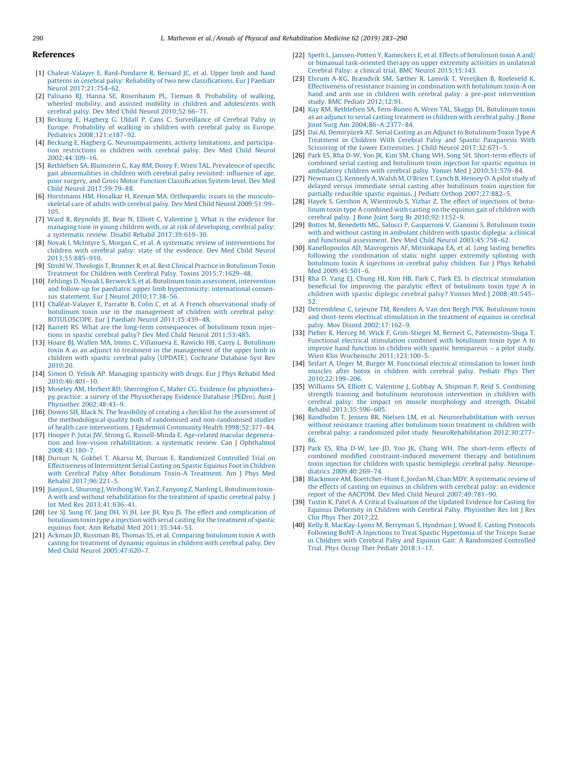# References

[1] Chaleat-Valayer E, Bard-Pondarre R, Bernard JC, et al. Upper limb and hand patterns in cerebral palsy: Reliability of two new classifications. Eur J Paediatr Neurol 2017;21:754–62.

[2] Palisano RJ, Hanna SE, Rosenbaum PL, Tieman B. Probability of walking, wheeled mobility, and assisted mobility in children and adolescents with cerebral palsy. Dev Med Child Neurol 2010;52:66–71.

[3] Beckung E, Hagberg G, Uldall P, Cans C. Surveillance of Cerebral Palsy in Europe. Probability of walking in children with cerebral palsy in Europe. Pediatrics 2008;121:e187–92.

[4] Beckung E, Hagberg G. Neuroimpairments, activity limitations, and participation restrictions in children with cerebral palsy. Dev Med Child Neurol 2002;44:309–16.

[5] Rethlefsen SA, Blumstein G, Kay RM, Dorey F, Wren TAL. Prevalence of specific gait abnormalities in children with cerebral palsy revisited: influence of age, prior surgery, and Gross Motor Function Classification System level. Dev Med Child Neurol 2017;59:79–88.

[6] Horstmann HM, Hosalkar H, Keenan MA. Orthopaedic issues in the musculoskeletal care of adults with cerebral palsy. Dev Med Child Neurol 2009;51:99–105.

[7] Ward R, Reynolds JE, Bear N, Elliott C, Valentine J. What is the evidence for managing tone in young children with, or at risk of developing, cerebral palsy: a systematic review. Disabil Rehabil 2017;39:619–30.

[8] Novak I, McIntyre S, Morgan C, et al. A systematic review of interventions for children with cerebral palsy: state of the evidence. Dev Med Child Neurol 2013;55:885–910.

[9] Strobl W, Theologis T, Brunner R, et al. Best Clinical Practice in Botulinum Toxin Treatment for Children with Cerebral Palsy. Toxins 2015;7:1629–48.

[10] Fehlings D, Novak I, Berweck S, et al. Botulinum toxin assessment, intervention and follow-up for paediatric upper limb hypertonicity: international consensus statement. Eur J Neurol 2010;17:38–56.

[11] Chaléat-Valayer E, Parratte B, Colin C, et al. A French observational study of botulinum toxin use in the management of children with cerebral palsy: BOTULOSCOPE. Eur J Paediatr Neurol 2011;15:439–48.

[12] Barrett RS. What are the long-term consequences of botulinum toxin injections in spastic cerebral palsy? Dev Med Child Neurol 2011;53:485.

[13] Hoare BJ, Wallen MA, Imms C, Villanueva E, Rawicki HB, Carey L. Botulinum toxin A as an adjunct to treatment in the management of the upper limb in children with spastic cerebral palsy (UPDATE). Cochrane Database Syst Rev 2010;20.

[14] Simon O, Yelnik AP. Managing spasticity with drugs. Eur J Phys Rehabil Med 2010;46:401–10.

[15] Moseley AM, Herbert RD, Sherrington C, Maher CG. Evidence for physiotherapy practice: a survey of the Physiotherapy Evidence Database (PEDro). Aust J Physiother 2002;48:43–9.

[16] Downs SH, Black N. The feasibility of creating a checklist for the assessment of the methodological quality both of randomised and non-randomised studies of health care interventions. J Epidemiol Community Health 1998;52:377–84.

[17] Hooper P, Jutai JW, Strong G, Russell-Minda E. Age-related macular degeneration and low-vision rehabilitation: a systematic review. Can J Ophthalmol 2008;43:180–7.

[18] Dursun N, Gokbel T, Akarsu M, Dursun E. Randomized Controlled Trial on Effectiveness of Intermittent Serial Casting on Spastic Equinus Foot in Children with Cerebral Palsy After Botulinum Toxin-A Treatment. Am J Phys Med Rehabil 2017;96:221–5.

[19] Jianjun L, Shurong J, Weihong W, Yan Z, Fanyong Z, Nanling L. Botulinum toxin-A with and without rehabilitation for the treatment of spastic cerebral palsy. J Int Med Res 2013;41:636–41.

[20] Lee SJ, Sung IY, Jang DH, Yi JH, Lee JH, Ryu JS. The effect and complication of botulinum toxin type a injection with serial casting for the treatment of spastic equinus foot. Ann Rehabil Med 2011;35:344–53.

[21] Ackman JD, Russman BS, Thomas SS, et al. Comparing botulinum toxin A with casting for treatment of dynamic equinus in children with cerebral palsy. Dev Med Child Neurol 2005;47:620–7.

[22] Speth L, Janssen-Potten Y, Rameckers E, et al. Effects of botulinum toxin A and/or bimanual task-oriented therapy on upper extremity activities in unilateral Cerebral Palsy: a clinical trial. BMC Neurol 2015;15:143.

[23] Elvrum A-KG, Brændvik SM, Sæther R, Lamvik T, Vereijken B, Roeleveld K. Effectiveness of resistance training in combination with botulinum toxin-A on hand and arm use in children with cerebral palsy: a pre-post intervention study. BMC Pediatr 2012;12:91.

[24] Kay RM, Rethlefsen SA, Fern-Buneo A, Wren TAL, Skaggs DL. Botulinum toxin as an adjunct to serial casting treatment in children with cerebral palsy. J Bone Joint Surg Am 2004;86–A:2377–84.

[25] Dai AI, Demiryürek AT. Serial Casting as an Adjunct to Botulinum Toxin Type A Treatment in Children With Cerebral Palsy and Spastic Paraparesis With Scissoring of the Lower Extremities. J Child Neurol 2017;32:671–5.

[26] Park ES, Rha D-W, Yoo JK, Kim SM, Chang WH, Song SH. Short-term effects of combined serial casting and botulinum toxin injection for spastic equinus in ambulatory children with cerebral palsy. Yonsei Med J 2010;51:579–84.

[27] Newman CJ, Kennedy A, Walsh M, O'Brien T, Lynch B, Hensey O. A pilot study of delayed versus immediate serial casting after botulinum toxin injection for partially reducible spastic equinus. J Pediatr Orthop 2007;27:882–5.

[28] Hayek S, Gershon A, Wientroub S, Yizhar Z. The effect of injections of botulinum toxin type A combined with casting on the equinus gait of children with cerebral palsy. J Bone Joint Surg Br 2010;92:1152–9.

[29] Bottos M, Benedetti MG, Salucci P, Gasparroni V, Giannini S. Botulinum toxin with and without casting in ambulant children with spastic diplegia: a clinical and functional assessment. Dev Med Child Neurol 2003;45:758–62.

[30] Kanellopoulos AD, Mavrogenis AF, Mitsiokapa EA, et al. Long lasting benefits following the combination of static night upper extremity splinting with botulinum toxin A injections in cerebral palsy children. Eur J Phys Rehabil Med 2009;45:501–6.

[31] Rha D, Yang EJ, Chung HI, Kim HB, Park C, Park ES. Is electrical stimulation beneficial for improving the paralytic effect of botulinum toxin type A in children with spastic diplegic cerebral palsy? Yonsei Med J 2008;49:545–52.

[32] Detrembleur C, Lejeune TM, Renders A, Van den Bergh PYK. Botulinum toxin and short-term electrical stimulation in the treatment of equinus in cerebral palsy. Mov Disord 2002;17:162–9.

[33] Pieber K, Herceg M, Wick F, Grim-Stieger M, Bernert G, Paternostro-Sluga T. Functional electrical stimulation combined with botulinum toxin type A to improve hand function in children with spastic hemiparesis – a pilot study. Wien Klin Wochenschr 2011;123:100–5.

[34] Seifart A, Unger M, Burger M. Functional electrical stimulation to lower limb muscles after botox in children with cerebral palsy. Pediatr Phys Ther 2010;22:199–206.

[35] Williams SA, Elliott C, Valentine J, Gubbay A, Shipman P, Reid S. Combining strength training and botulinum neurotoxin intervention in children with cerebral palsy: the impact on muscle morphology and strength. Disabil Rehabil 2013;35:596–605.

[36] Bandholm T, Jensen BR, Nielsen LM, et al. Neurorehabilitation with versus without resistance training after botulinum toxin treatment in children with cerebral palsy: a randomized pilot study. NeuroRehabilitation 2012;30:277–86.

[37] Park ES, Rha D-W, Lee JD, Yoo JK, Chang WH. The short-term effects of combined modified constraint-induced movement therapy and botulinum toxin injection for children with spastic hemiplegic cerebral palsy. Neuropediatrics 2009;40:269–74.

[38] Blackmore AM, Boettcher-Hunt E, Jordan M, Chan MDY. A systematic review of the effects of casting on equinus in children with cerebral palsy: an evidence report of the AACPDM. Dev Med Child Neurol 2007;49:781–90.

[39] Tustin K, Patel A. A Critical Evaluation of the Updated Evidence for Casting for Equinus Deformity in Children with Cerebral Palsy. Physiother Res Int J Res Clin Phys Ther 2017;22.

[40] Kelly B, MacKay-Lyons M, Berryman S, Hyndman J, Wood E. Casting Protocols Following BoNT-A Injections to Treat Spastic Hypertonia of the Triceps Surae in Children with Cerebral Palsy and Equinus Gait: A Randomized Controlled Trial. Phys Occup Ther Pediatr 2018;1–17.